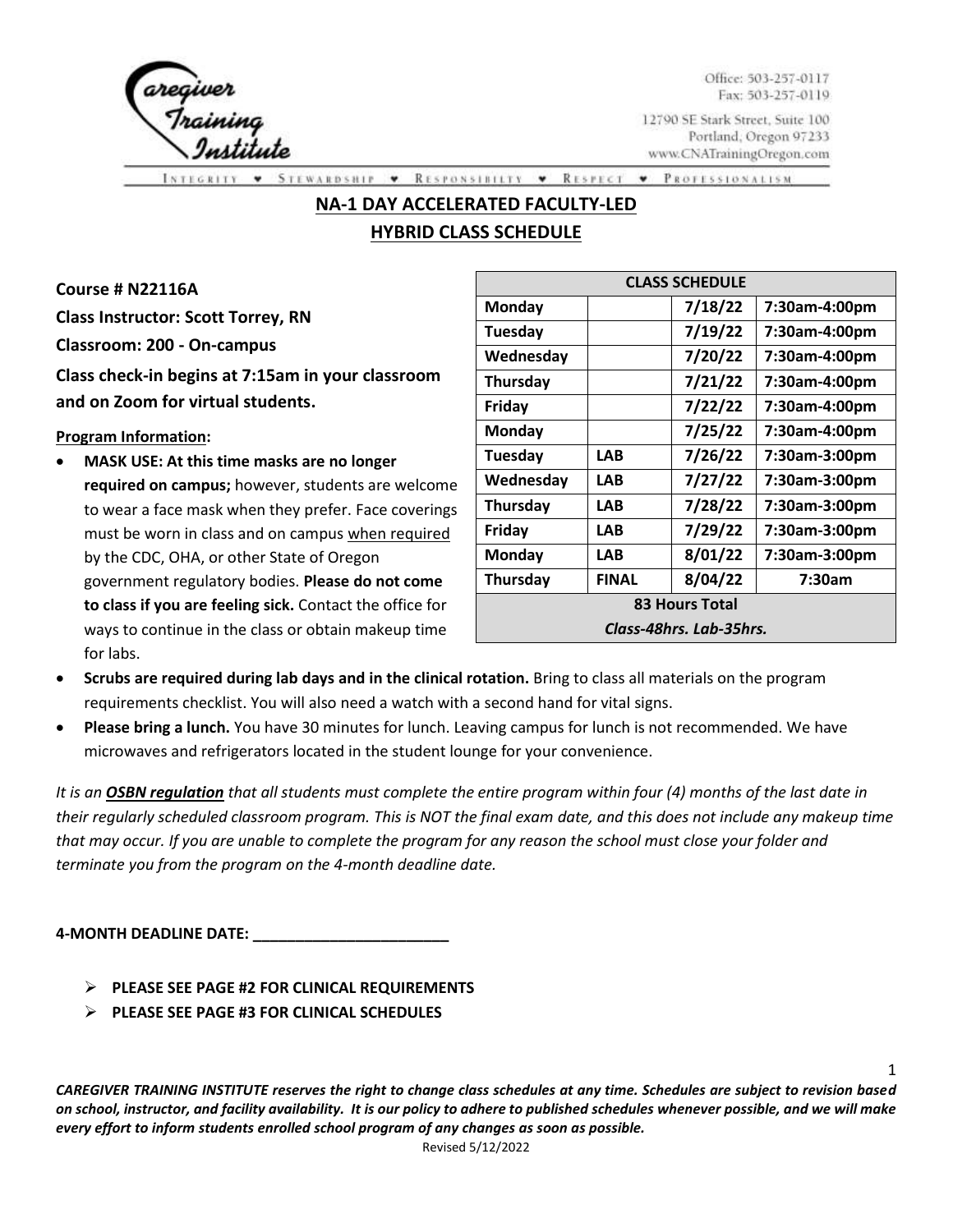Office: 503-257-0117
Fax: 503-257-0119

12790 SE Stark Street, Suite 100
Portland, Oregon 97233
www.CNATrainingOregon.com

INTEGRITY • STEWARDSHIP • RESPONSIBILITY • RESPECT • PROFESSIONALISM

# NA-1 DAY ACCELERATED FACULTY-LED HYBRID CLASS SCHEDULE

**Course # N22116A**

**Class Instructor: Scott Torrey, RN**

**Classroom: 200 - On-campus**

**Class check-in begins at 7:15am in your classroom and on Zoom for virtual students.**

| CLASS SCHEDULE | | | |
|---|---|---|---|
| **Monday** | | **7/18/22** | **7:30am-4:00pm** |
| **Tuesday** | | **7/19/22** | **7:30am-4:00pm** |
| **Wednesday** | | **7/20/22** | **7:30am-4:00pm** |
| **Thursday** | | **7/21/22** | **7:30am-4:00pm** |
| **Friday** | | **7/22/22** | **7:30am-4:00pm** |
| **Monday** | | **7/25/22** | **7:30am-4:00pm** |
| **Tuesday** | **LAB** | **7/26/22** | **7:30am-3:00pm** |
| **Wednesday** | **LAB** | **7/27/22** | **7:30am-3:00pm** |
| **Thursday** | **LAB** | **7/28/22** | **7:30am-3:00pm** |
| **Friday** | **LAB** | **7/29/22** | **7:30am-3:00pm** |
| **Monday** | **LAB** | **8/01/22** | **7:30am-3:00pm** |
| **Thursday** | **FINAL** | **8/04/22** | **7:30am** |
| **83 Hours Total** *Class-48hrs. Lab-35hrs.* | | | |

**Program Information:**

- **MASK USE: At this time masks are no longer required on campus;** however, students are welcome to wear a face mask when they prefer. Face coverings must be worn in class and on campus when required by the CDC, OHA, or other State of Oregon government regulatory bodies. **Please do not come to class if you are feeling sick.** Contact the office for ways to continue in the class or obtain makeup time for labs.
- **Scrubs are required during lab days and in the clinical rotation.** Bring to class all materials on the program requirements checklist. You will also need a watch with a second hand for vital signs.
- **Please bring a lunch.** You have 30 minutes for lunch. Leaving campus for lunch is not recommended. We have microwaves and refrigerators located in the student lounge for your convenience.

*It is an **OSBN regulation** that all students must complete the entire program within four (4) months of the last date in their regularly scheduled classroom program. This is NOT the final exam date, and this does not include any makeup time that may occur. If you are unable to complete the program for any reason the school must close your folder and terminate you from the program on the 4-month deadline date.*

**4-MONTH DEADLINE DATE: _______________________**

- **PLEASE SEE PAGE #2 FOR CLINICAL REQUIREMENTS**
- **PLEASE SEE PAGE #3 FOR CLINICAL SCHEDULES**

***CAREGIVER TRAINING INSTITUTE reserves the right to change class schedules at any time. Schedules are subject to revision based on school, instructor, and facility availability. It is our policy to adhere to published schedules whenever possible, and we will make every effort to inform students enrolled school program of any changes as soon as possible.***

Revised 5/12/2022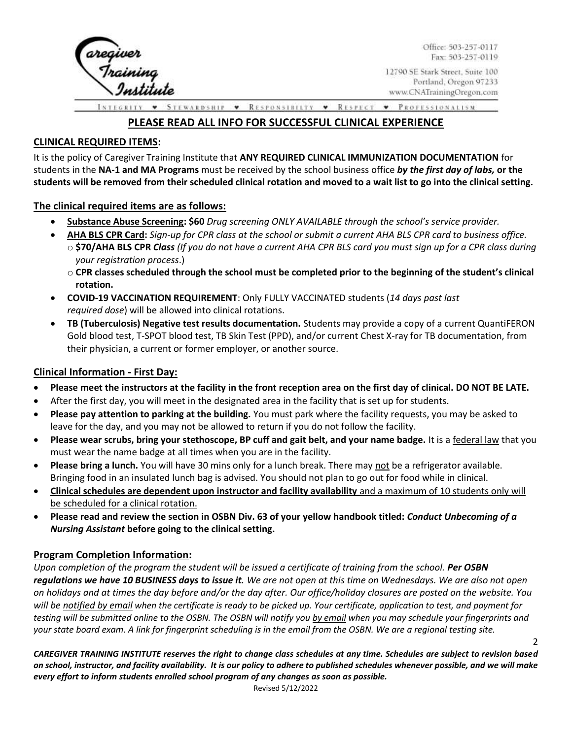Caregiver Training Institute

Office: 503-257-0117
Fax: 503-257-0119
12790 SE Stark Street, Suite 100
Portland, Oregon 97233
www.CNATrainingOregon.com

INTEGRITY • STEWARDSHIP • RESPONSIBILITY • RESPECT • PROFESSIONALISM

# PLEASE READ ALL INFO FOR SUCCESSFUL CLINICAL EXPERIENCE

## CLINICAL REQUIRED ITEMS:

It is the policy of Caregiver Training Institute that **ANY REQUIRED CLINICAL IMMUNIZATION DOCUMENTATION** for students in the **NA-1 and MA Programs** must be received by the school business office ***by the first day of labs,* or the students will be removed from their scheduled clinical rotation and moved to a wait list to go into the clinical setting.**

### The clinical required items are as follows:

- **Substance Abuse Screening: $60** *Drug screening ONLY AVAILABLE through the school's service provider.*
- **AHA BLS CPR Card:** *Sign-up for CPR class at the school or submit a current AHA BLS CPR card to business office.*
  - **$70/AHA BLS CPR** ***Class*** *(If you do not have a current AHA CPR BLS card you must sign up for a CPR class during your registration process*.)
  - **CPR classes scheduled through the school must be completed prior to the beginning of the student's clinical rotation.**
- **COVID-19 VACCINATION REQUIREMENT**: Only FULLY VACCINATED students (*14 days past last required dose*) will be allowed into clinical rotations.
- **TB (Tuberculosis) Negative test results documentation.** Students may provide a copy of a current QuantiFERON Gold blood test, T-SPOT blood test, TB Skin Test (PPD), and/or current Chest X-ray for TB documentation, from their physician, a current or former employer, or another source.

### Clinical Information - First Day:

- **Please meet the instructors at the facility in the front reception area on the first day of clinical. DO NOT BE LATE.**
- After the first day, you will meet in the designated area in the facility that is set up for students.
- **Please pay attention to parking at the building.** You must park where the facility requests, you may be asked to leave for the day, and you may not be allowed to return if you do not follow the facility.
- **Please wear scrubs, bring your stethoscope, BP cuff and gait belt, and your name badge.** It is a federal law that you must wear the name badge at all times when you are in the facility.
- **Please bring a lunch.** You will have 30 mins only for a lunch break. There may not be a refrigerator available. Bringing food in an insulated lunch bag is advised. You should not plan to go out for food while in clinical.
- **Clinical schedules are dependent upon instructor and facility availability** and a maximum of 10 students only will be scheduled for a clinical rotation.
- **Please read and review the section in OSBN Div. 63 of your yellow handbook titled:** ***Conduct Unbecoming of a Nursing Assistant*** **before going to the clinical setting.**

### Program Completion Information:

*Upon completion of the program the student will be issued a certificate of training from the school.* ***Per OSBN regulations we have 10 BUSINESS days to issue it.*** *We are not open at this time on Wednesdays. We are also not open on holidays and at times the day before and/or the day after. Our office/holiday closures are posted on the website. You will be notified by email when the certificate is ready to be picked up. Your certificate, application to test, and payment for testing will be submitted online to the OSBN. The OSBN will notify you by email when you may schedule your fingerprints and your state board exam. A link for fingerprint scheduling is in the email from the OSBN. We are a regional testing site.*

***CAREGIVER TRAINING INSTITUTE reserves the right to change class schedules at any time. Schedules are subject to revision based on school, instructor, and facility availability. It is our policy to adhere to published schedules whenever possible, and we will make every effort to inform students enrolled school program of any changes as soon as possible.***

Revised 5/12/2022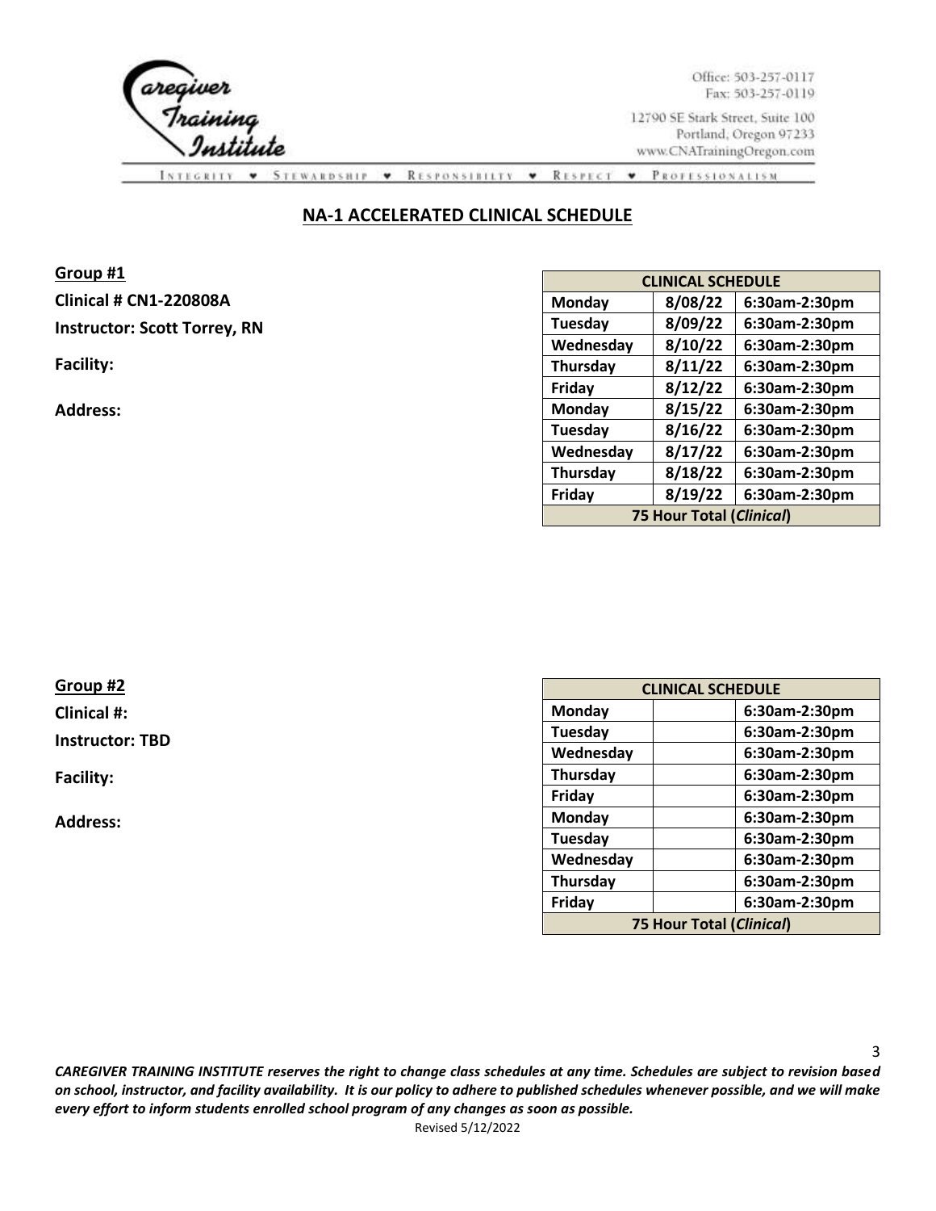Caregiver Training Institute

Office: 503-257-0117
Fax: 503-257-0119

12790 SE Stark Street, Suite 100
Portland, Oregon 97233
www.CNATrainingOregon.com

INTEGRITY ♥ STEWARDSHIP ♥ RESPONSIBILITY ♥ RESPECT ♥ PROFESSIONALISM

## NA-1 ACCELERATED CLINICAL SCHEDULE

**Group #1**

**Clinical # CN1-220808A**

**Instructor: Scott Torrey, RN**

**Facility:**

**Address:**

| CLINICAL SCHEDULE | | |
|---|---|---|
| **Monday** | **8/08/22** | **6:30am-2:30pm** |
| **Tuesday** | **8/09/22** | **6:30am-2:30pm** |
| **Wednesday** | **8/10/22** | **6:30am-2:30pm** |
| **Thursday** | **8/11/22** | **6:30am-2:30pm** |
| **Friday** | **8/12/22** | **6:30am-2:30pm** |
| **Monday** | **8/15/22** | **6:30am-2:30pm** |
| **Tuesday** | **8/16/22** | **6:30am-2:30pm** |
| **Wednesday** | **8/17/22** | **6:30am-2:30pm** |
| **Thursday** | **8/18/22** | **6:30am-2:30pm** |
| **Friday** | **8/19/22** | **6:30am-2:30pm** |
| **75 Hour Total (*Clinical*)** | | |

**Group #2**

**Clinical #:**

**Instructor: TBD**

**Facility:**

**Address:**

| CLINICAL SCHEDULE | | |
|---|---|---|
| **Monday** | | **6:30am-2:30pm** |
| **Tuesday** | | **6:30am-2:30pm** |
| **Wednesday** | | **6:30am-2:30pm** |
| **Thursday** | | **6:30am-2:30pm** |
| **Friday** | | **6:30am-2:30pm** |
| **Monday** | | **6:30am-2:30pm** |
| **Tuesday** | | **6:30am-2:30pm** |
| **Wednesday** | | **6:30am-2:30pm** |
| **Thursday** | | **6:30am-2:30pm** |
| **Friday** | | **6:30am-2:30pm** |
| **75 Hour Total (*Clinical*)** | | |

***CAREGIVER TRAINING INSTITUTE reserves the right to change class schedules at any time. Schedules are subject to revision based on school, instructor, and facility availability. It is our policy to adhere to published schedules whenever possible, and we will make every effort to inform students enrolled school program of any changes as soon as possible.***

Revised 5/12/2022